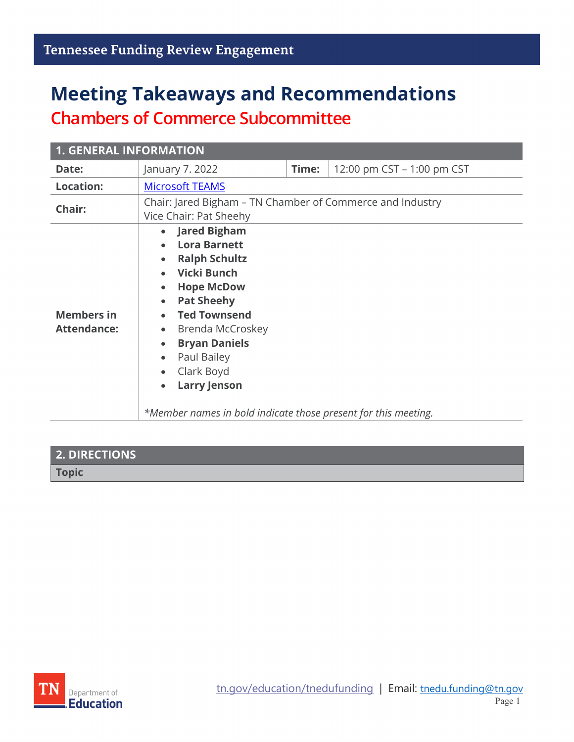Tennessee Funding Review Engagement

# Meeting Takeaways and Recommendations

## Chambers of Commerce Subcommittee

| 1. GENERAL INFORMATION | | | |
|---|---|---|---|
| **Date:** | January 7. 2022 | **Time:** | 12:00 pm CST – 1:00 pm CST |
| **Location:** | Microsoft TEAMS | | |
| **Chair:** | Chair: Jared Bigham – TN Chamber of Commerce and Industry<br>Vice Chair: Pat Sheehy | | |
| **Members in Attendance:** | • **Jared Bigham**<br>• **Lora Barnett**<br>• **Ralph Schultz**<br>• **Vicki Bunch**<br>• **Hope McDow**<br>• **Pat Sheehy**<br>• **Ted Townsend**<br>• Brenda McCroskey<br>• **Bryan Daniels**<br>• Paul Bailey<br>• Clark Boyd<br>• **Larry Jenson**<br><br>*\*Member names in bold indicate those present for this meeting.* | | |

| 2. DIRECTIONS |
|---|
| **Topic** |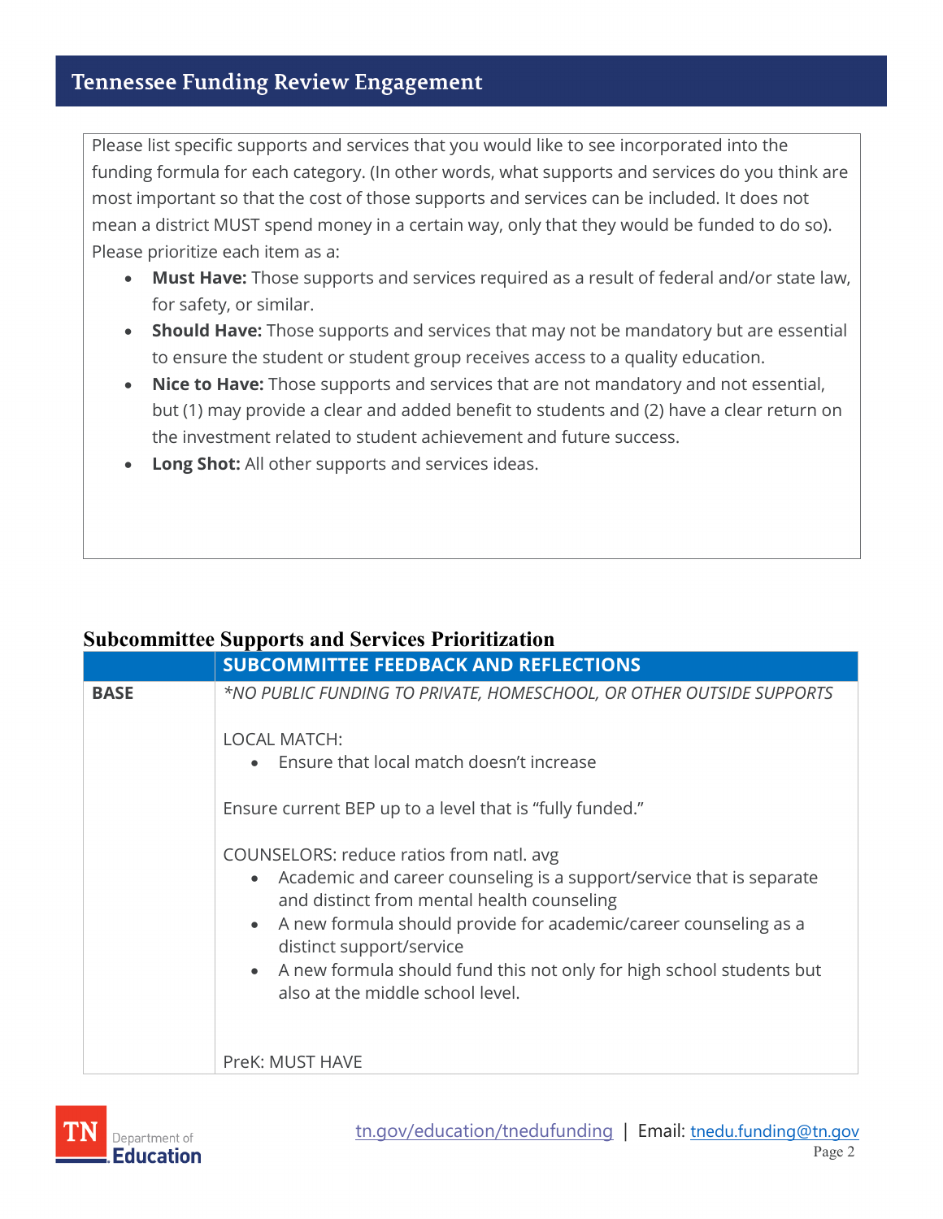Please list specific supports and services that you would like to see incorporated into the funding formula for each category. (In other words, what supports and services do you think are most important so that the cost of those supports and services can be included. It does not mean a district MUST spend money in a certain way, only that they would be funded to do so). Please prioritize each item as a:

- **Must Have:** Those supports and services required as a result of federal and/or state law, for safety, or similar.
- **Should Have:** Those supports and services that may not be mandatory but are essential to ensure the student or student group receives access to a quality education.
- **Nice to Have:** Those supports and services that are not mandatory and not essential, but (1) may provide a clear and added benefit to students and (2) have a clear return on the investment related to student achievement and future success.
- **Long Shot:** All other supports and services ideas.

## Subcommittee Supports and Services Prioritization

| | SUBCOMMITTEE FEEDBACK AND REFLECTIONS |
|---|---|
| **BASE** | *\*NO PUBLIC FUNDING TO PRIVATE, HOMESCHOOL, OR OTHER OUTSIDE SUPPORTS*<br><br>LOCAL MATCH:<br>• Ensure that local match doesn't increase<br><br>Ensure current BEP up to a level that is "fully funded."<br><br>COUNSELORS: reduce ratios from natl. avg<br>• Academic and career counseling is a support/service that is separate and distinct from mental health counseling<br>• A new formula should provide for academic/career counseling as a distinct support/service<br>• A new formula should fund this not only for high school students but also at the middle school level.<br><br>PreK: MUST HAVE |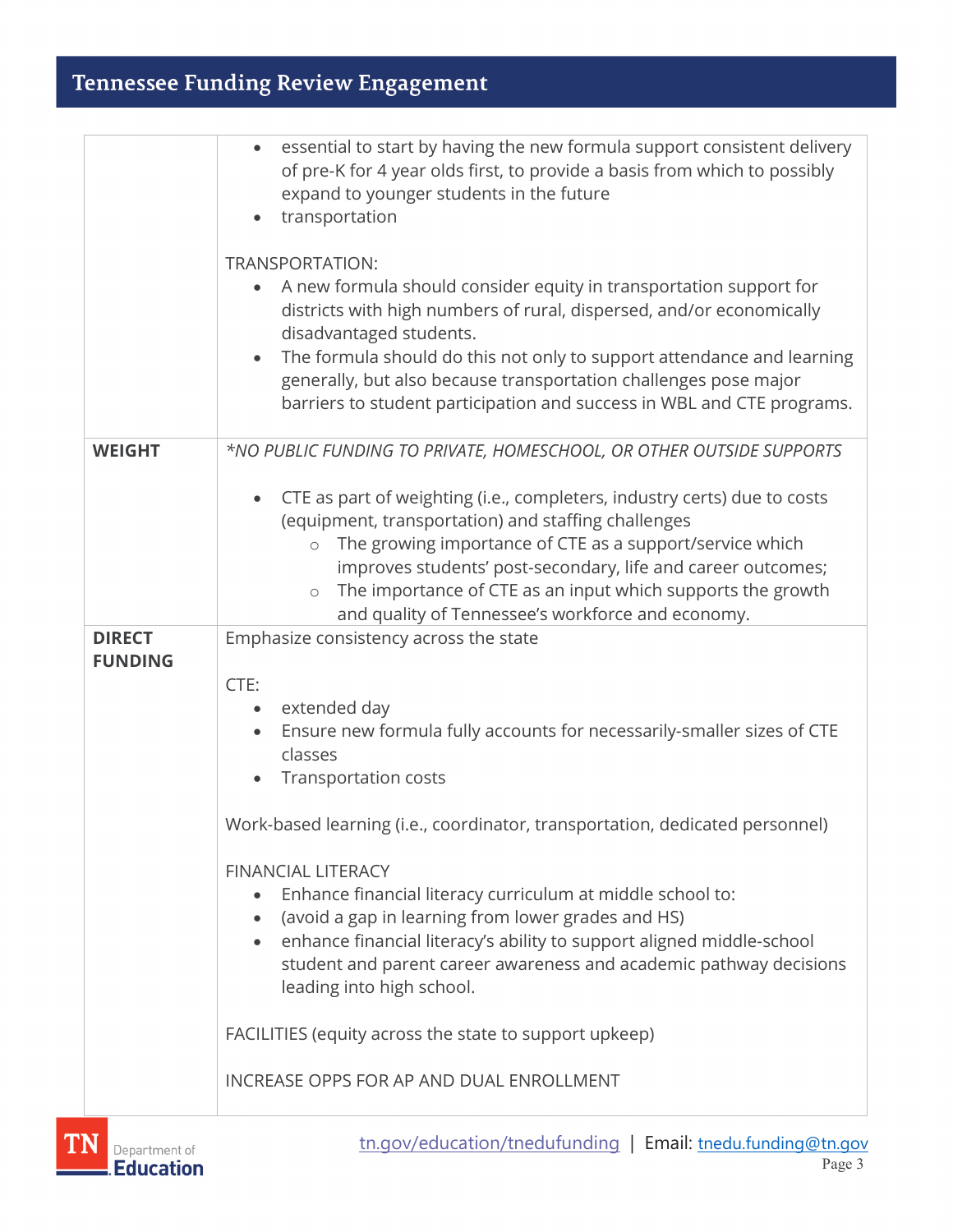| | |
|---|---|
| | • essential to start by having the new formula support consistent delivery of pre-K for 4 year olds first, to provide a basis from which to possibly expand to younger students in the future<br>• transportation<br><br>TRANSPORTATION:<br>• A new formula should consider equity in transportation support for districts with high numbers of rural, dispersed, and/or economically disadvantaged students.<br>• The formula should do this not only to support attendance and learning generally, but also because transportation challenges pose major barriers to student participation and success in WBL and CTE programs. |
| **WEIGHT** | *\*NO PUBLIC FUNDING TO PRIVATE, HOMESCHOOL, OR OTHER OUTSIDE SUPPORTS*<br><br>• CTE as part of weighting (i.e., completers, industry certs) due to costs (equipment, transportation) and staffing challenges<br>&nbsp;&nbsp;&nbsp;&nbsp;○ The growing importance of CTE as a support/service which improves students' post-secondary, life and career outcomes;<br>&nbsp;&nbsp;&nbsp;&nbsp;○ The importance of CTE as an input which supports the growth and quality of Tennessee's workforce and economy. |
| **DIRECT FUNDING** | Emphasize consistency across the state<br><br>CTE:<br>• extended day<br>• Ensure new formula fully accounts for necessarily-smaller sizes of CTE classes<br>• Transportation costs<br><br>Work-based learning (i.e., coordinator, transportation, dedicated personnel)<br><br>FINANCIAL LITERACY<br>• Enhance financial literacy curriculum at middle school to:<br>• (avoid a gap in learning from lower grades and HS)<br>• enhance financial literacy's ability to support aligned middle-school student and parent career awareness and academic pathway decisions leading into high school.<br><br>FACILITIES (equity across the state to support upkeep)<br><br>INCREASE OPPS FOR AP AND DUAL ENROLLMENT |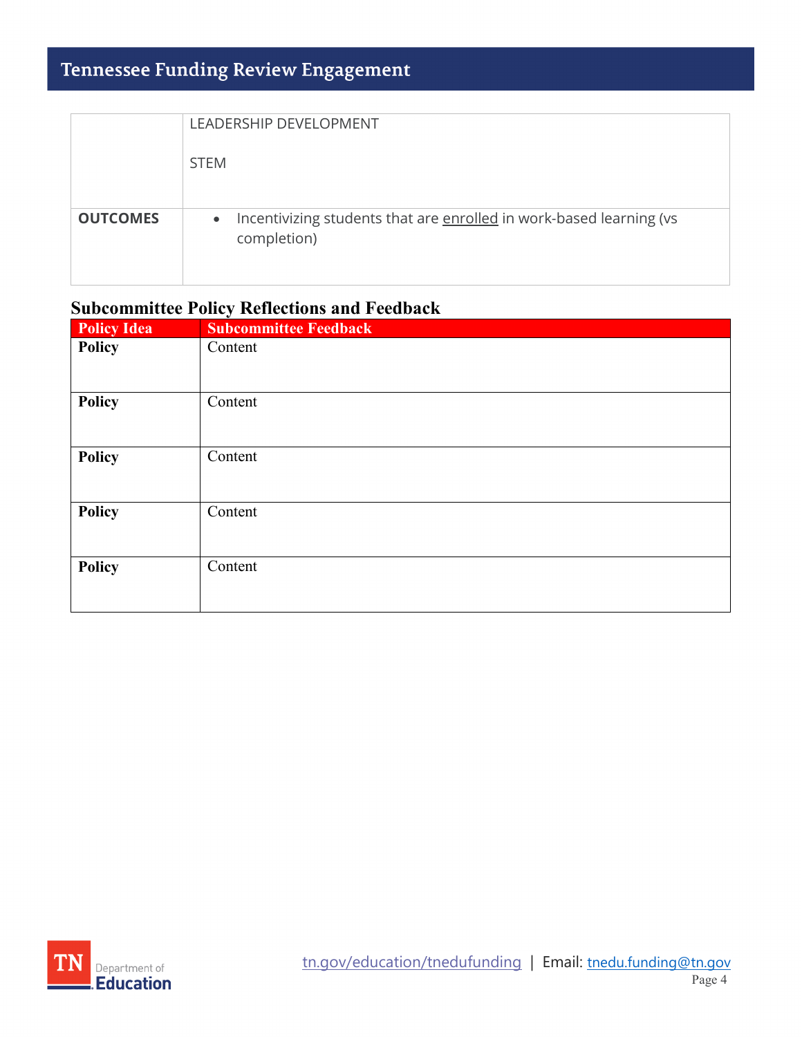| | |
|---|---|
| | LEADERSHIP DEVELOPMENT<br><br>STEM |
| **OUTCOMES** | • Incentivizing students that are enrolled in work-based learning (vs completion) |

## Subcommittee Policy Reflections and Feedback

| Policy Idea | Subcommittee Feedback |
|---|---|
| **Policy** | Content |
| **Policy** | Content |
| **Policy** | Content |
| **Policy** | Content |
| **Policy** | Content |

tn.gov/education/tnedufunding | Email: tnedu.funding@tn.gov